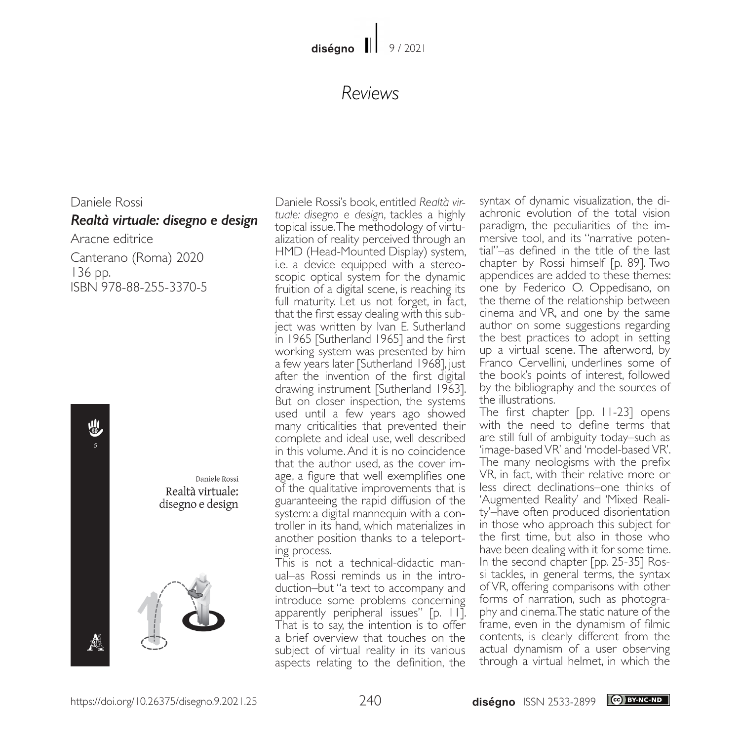# Reviews

Daniele Rossi

***Realtà virtuale: disegno e design***

Aracne editrice

Canterano (Roma) 2020

136 pp.

ISBN 978-88-255-3370-5

Daniele Rossi's book, entitled *Realtà virtuale: disegno e design*, tackles a highly topical issue. The methodology of virtualization of reality perceived through an HMD (Head-Mounted Display) system, i.e. a device equipped with a stereoscopic optical system for the dynamic fruition of a digital scene, is reaching its full maturity. Let us not forget, in fact, that the first essay dealing with this subject was written by Ivan E. Sutherland in 1965 [Sutherland 1965] and the first working system was presented by him a few years later [Sutherland 1968], just after the invention of the first digital drawing instrument [Sutherland 1963]. But on closer inspection, the systems used until a few years ago showed many criticalities that prevented their complete and ideal use, well described in this volume. And it is no coincidence that the author used, as the cover image, a figure that well exemplifies one of the qualitative improvements that is guaranteeing the rapid diffusion of the system: a digital mannequin with a controller in its hand, which materializes in another position thanks to a teleporting process.

This is not a technical-didactic manual–as Rossi reminds us in the introduction–but "a text to accompany and introduce some problems concerning apparently peripheral issues" [p. 11]. That is to say, the intention is to offer a brief overview that touches on the subject of virtual reality in its various aspects relating to the definition, the syntax of dynamic visualization, the diachronic evolution of the total vision paradigm, the peculiarities of the immersive tool, and its "narrative potential"–as defined in the title of the last chapter by Rossi himself [p. 89]. Two appendices are added to these themes: one by Federico O. Oppedisano, on the theme of the relationship between cinema and VR, and one by the same author on some suggestions regarding the best practices to adopt in setting up a virtual scene. The afterword, by Franco Cervellini, underlines some of the book's points of interest, followed by the bibliography and the sources of the illustrations.

The first chapter [pp. 11-23] opens with the need to define terms that are still full of ambiguity today–such as 'image-based VR' and 'model-based VR'. The many neologisms with the prefix VR, in fact, with their relative more or less direct declinations–one thinks of 'Augmented Reality' and 'Mixed Reality'–have often produced disorientation in those who approach this subject for the first time, but also in those who have been dealing with it for some time. In the second chapter [pp. 25-35] Rossi tackles, in general terms, the syntax of VR, offering comparisons with other forms of narration, such as photography and cinema. The static nature of the frame, even in the dynamism of filmic contents, is clearly different from the actual dynamism of a user observing through a virtual helmet, in which the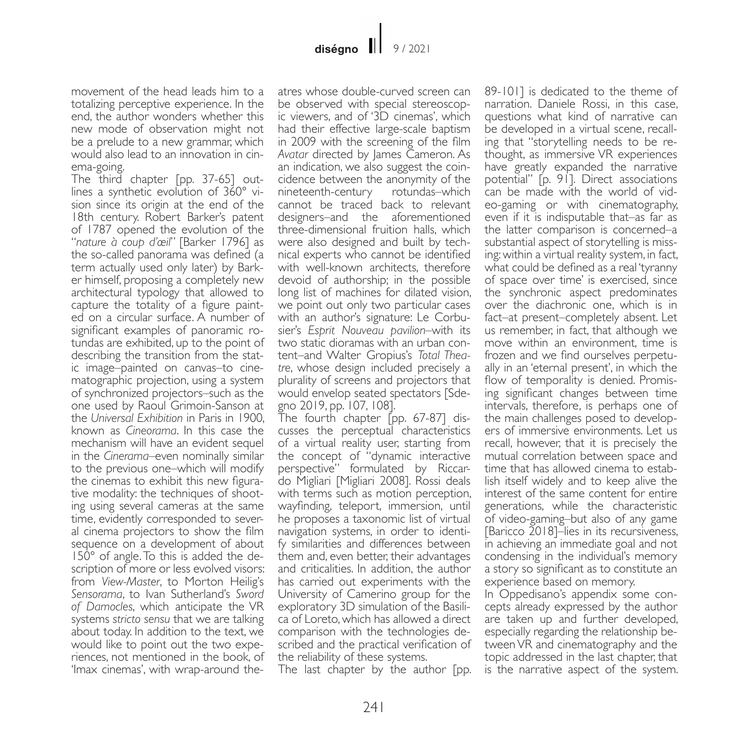movement of the head leads him to a totalizing perceptive experience. In the end, the author wonders whether this new mode of observation might not be a prelude to a new grammar, which would also lead to an innovation in cinema-going.

The third chapter [pp. 37-65] outlines a synthetic evolution of 360° vision since its origin at the end of the 18th century. Robert Barker's patent of 1787 opened the evolution of the "*nature à coup d'œil*" [Barker 1796] as the so-called panorama was defined (a term actually used only later) by Barker himself, proposing a completely new architectural typology that allowed to capture the totality of a figure painted on a circular surface. A number of significant examples of panoramic rotundas are exhibited, up to the point of describing the transition from the static image–painted on canvas–to cinematographic projection, using a system of synchronized projectors–such as the one used by Raoul Grimoin-Sanson at the *Universal Exhibition* in Paris in 1900, known as *Cineorama*. In this case the mechanism will have an evident sequel in the *Cinerama*–even nominally similar to the previous one–which will modify the cinemas to exhibit this new figurative modality: the techniques of shooting using several cameras at the same time, evidently corresponded to several cinema projectors to show the film sequence on a development of about 150° of angle. To this is added the description of more or less evolved visors: from *View-Master*, to Morton Heilig's *Sensorama*, to Ivan Sutherland's *Sword of Damocles*, which anticipate the VR systems *stricto sensu* that we are talking about today. In addition to the text, we would like to point out the two experiences, not mentioned in the book, of 'Imax cinemas', with wrap-around theatres whose double-curved screen can be observed with special stereoscopic viewers, and of '3D cinemas', which had their effective large-scale baptism in 2009 with the screening of the film *Avatar* directed by James Cameron. As an indication, we also suggest the coincidence between the anonymity of the nineteenth-century rotundas–which cannot be traced back to relevant designers–and the aforementioned three-dimensional fruition halls, which were also designed and built by technical experts who cannot be identified with well-known architects, therefore devoid of authorship; in the possible long list of machines for dilated vision, we point out only two particular cases with an author's signature: Le Corbusier's *Esprit Nouveau pavilion*–with its two static dioramas with an urban content–and Walter Gropius's *Total Theatre*, whose design included precisely a plurality of screens and projectors that would envelop seated spectators [Sdegno 2019, pp. 107, 108].

The fourth chapter [pp. 67-87] discusses the perceptual characteristics of a virtual reality user, starting from the concept of "dynamic interactive perspective" formulated by Riccardo Migliari [Migliari 2008]. Rossi deals with terms such as motion perception, wayfinding, teleport, immersion, until he proposes a taxonomic list of virtual navigation systems, in order to identify similarities and differences between them and, even better, their advantages and criticalities. In addition, the author has carried out experiments with the University of Camerino group for the exploratory 3D simulation of the Basilica of Loreto, which has allowed a direct comparison with the technologies described and the practical verification of the reliability of these systems.

The last chapter by the author [pp. 89-101] is dedicated to the theme of narration. Daniele Rossi, in this case, questions what kind of narrative can be developed in a virtual scene, recalling that "storytelling needs to be rethought, as immersive VR experiences have greatly expanded the narrative potential" [p. 91]. Direct associations can be made with the world of video-gaming or with cinematography, even if it is indisputable that–as far as the latter comparison is concerned–a substantial aspect of storytelling is missing: within a virtual reality system, in fact, what could be defined as a real 'tyranny of space over time' is exercised, since the synchronic aspect predominates over the diachronic one, which is in fact–at present–completely absent. Let us remember, in fact, that although we move within an environment, time is frozen and we find ourselves perpetually in an 'eternal present', in which the flow of temporality is denied. Promising significant changes between time intervals, therefore, is perhaps one of the main challenges posed to developers of immersive environments. Let us recall, however, that it is precisely the mutual correlation between space and time that has allowed cinema to establish itself widely and to keep alive the interest of the same content for entire generations, while the characteristic of video-gaming–but also of any game [Baricco 2018]–lies in its recursiveness, in achieving an immediate goal and not condensing in the individual's memory a story so significant as to constitute an experience based on memory.

In Oppedisano's appendix some concepts already expressed by the author are taken up and further developed, especially regarding the relationship between VR and cinematography and the topic addressed in the last chapter, that is the narrative aspect of the system.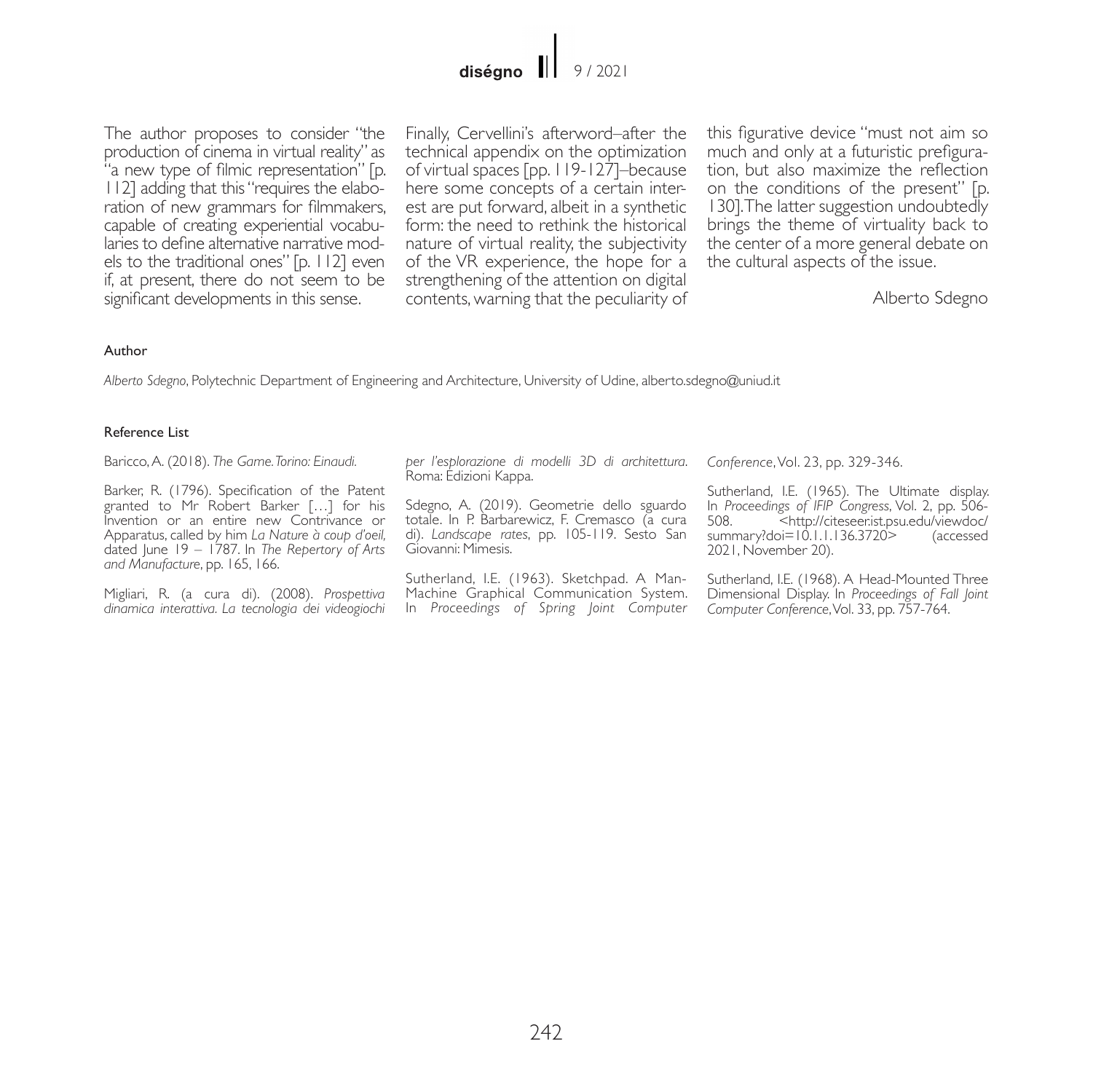The author proposes to consider "the production of cinema in virtual reality" as "a new type of filmic representation" [p. 112] adding that this "requires the elaboration of new grammars for filmmakers, capable of creating experiential vocabularies to define alternative narrative models to the traditional ones" [p. 112] even if, at present, there do not seem to be significant developments in this sense.

Finally, Cervellini's afterword–after the technical appendix on the optimization of virtual spaces [pp. 119-127]–because here some concepts of a certain interest are put forward, albeit in a synthetic form: the need to rethink the historical nature of virtual reality, the subjectivity of the VR experience, the hope for a strengthening of the attention on digital contents, warning that the peculiarity of this figurative device "must not aim so much and only at a futuristic prefiguration, but also maximize the reflection on the conditions of the present" [p. 130]. The latter suggestion undoubtedly brings the theme of virtuality back to the center of a more general debate on the cultural aspects of the issue.

Alberto Sdegno

#### Author

*Alberto Sdegno*, Polytechnic Department of Engineering and Architecture, University of Udine, alberto.sdegno@uniud.it

#### Reference List

Baricco, A. (2018). *The Game. Torino: Einaudi.*

Barker, R. (1796). Specification of the Patent granted to Mr Robert Barker […] for his Invention or an entire new Contrivance or Apparatus, called by him *La Nature à coup d'oeil,* dated June 19 – 1787. In *The Repertory of Arts and Manufacture*, pp. 165, 166.

Migliari, R. (a cura di). (2008). *Prospettiva dinamica interattiva. La tecnologia dei videogiochi per l'esplorazione di modelli 3D di architettura*. Roma: Edizioni Kappa.

Sdegno, A. (2019). Geometrie dello sguardo totale. In P. Barbarewicz, F. Cremasco (a cura di). *Landscape rates*, pp. 105-119. Sesto San Giovanni: Mimesis.

Sutherland, I.E. (1963). Sketchpad. A Man-Machine Graphical Communication System. In *Proceedings of Spring Joint Computer Conference*, Vol. 23, pp. 329-346.

Sutherland, I.E. (1965). The Ultimate display. In *Proceedings of IFIP Congress*, Vol. 2, pp. 506-508. <http://citeseer.ist.psu.edu/viewdoc/summary?doi=10.1.1.136.3720> (accessed 2021, November 20).

Sutherland, I.E. (1968). A Head-Mounted Three Dimensional Display. In *Proceedings of Fall Joint Computer Conference*, Vol. 33, pp. 757-764.